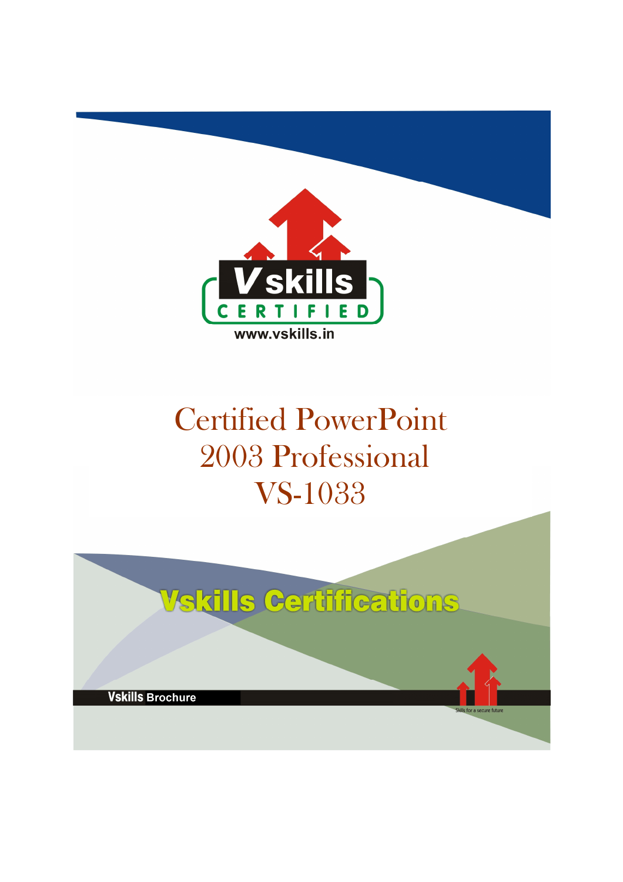Vskills CERTIFIED

www.vskills.in

# Certified PowerPoint 2003 Professional VS-1033

## Vskills Certifications

**Vskills** Brochure

Skills for a secure future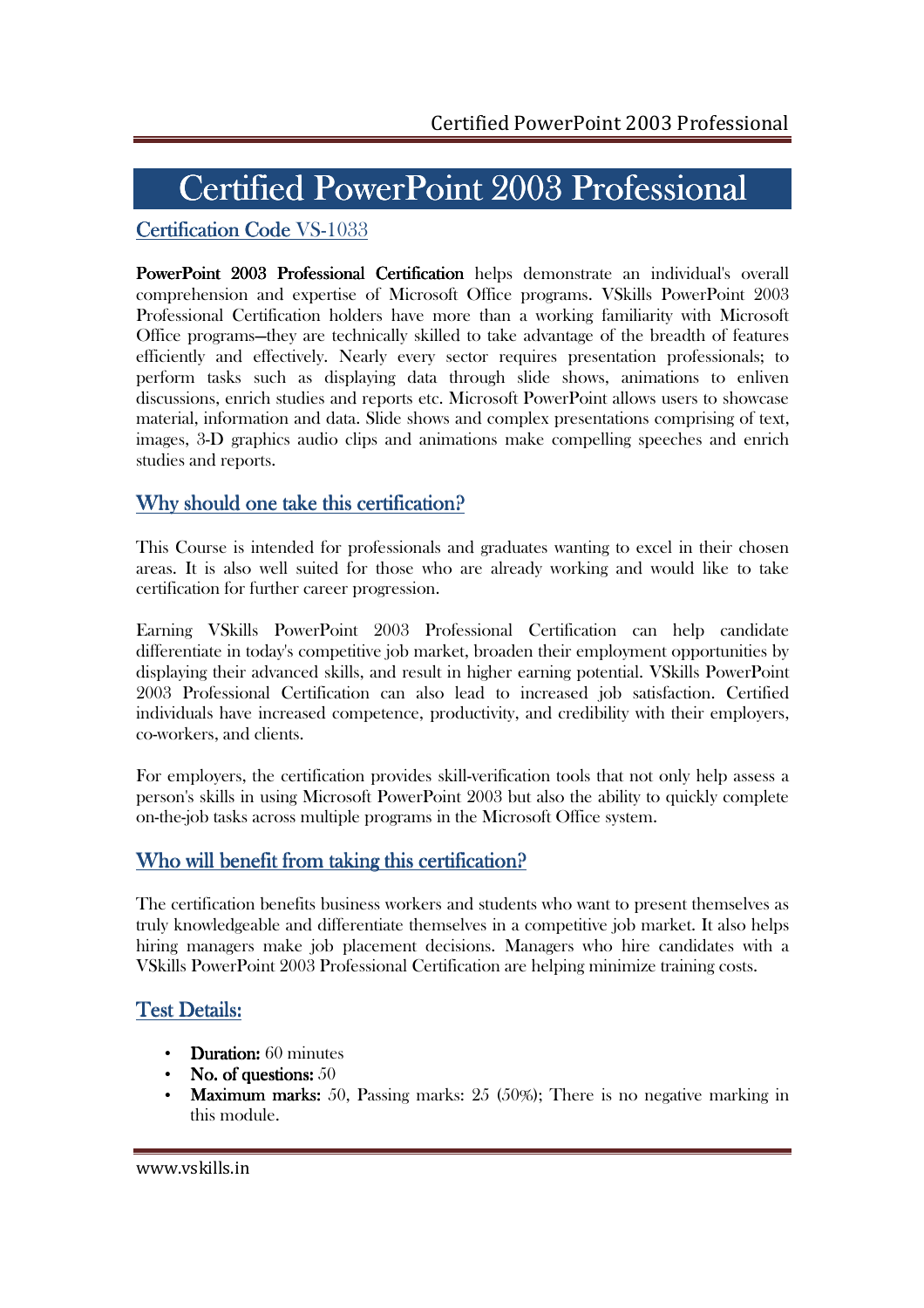# Certified PowerPoint 2003 Professional

## Certification Code VS-1033

**PowerPoint 2003 Professional Certification** helps demonstrate an individual's overall comprehension and expertise of Microsoft Office programs. VSkills PowerPoint 2003 Professional Certification holders have more than a working familiarity with Microsoft Office programs—they are technically skilled to take advantage of the breadth of features efficiently and effectively. Nearly every sector requires presentation professionals; to perform tasks such as displaying data through slide shows, animations to enliven discussions, enrich studies and reports etc. Microsoft PowerPoint allows users to showcase material, information and data. Slide shows and complex presentations comprising of text, images, 3-D graphics audio clips and animations make compelling speeches and enrich studies and reports.

## Why should one take this certification?

This Course is intended for professionals and graduates wanting to excel in their chosen areas. It is also well suited for those who are already working and would like to take certification for further career progression.

Earning VSkills PowerPoint 2003 Professional Certification can help candidate differentiate in today's competitive job market, broaden their employment opportunities by displaying their advanced skills, and result in higher earning potential. VSkills PowerPoint 2003 Professional Certification can also lead to increased job satisfaction. Certified individuals have increased competence, productivity, and credibility with their employers, co-workers, and clients.

For employers, the certification provides skill-verification tools that not only help assess a person's skills in using Microsoft PowerPoint 2003 but also the ability to quickly complete on-the-job tasks across multiple programs in the Microsoft Office system.

## Who will benefit from taking this certification?

The certification benefits business workers and students who want to present themselves as truly knowledgeable and differentiate themselves in a competitive job market. It also helps hiring managers make job placement decisions. Managers who hire candidates with a VSkills PowerPoint 2003 Professional Certification are helping minimize training costs.

## Test Details:

- **Duration:** 60 minutes
- **No. of questions:** 50
- **Maximum marks:** 50, Passing marks: 25 (50%); There is no negative marking in this module.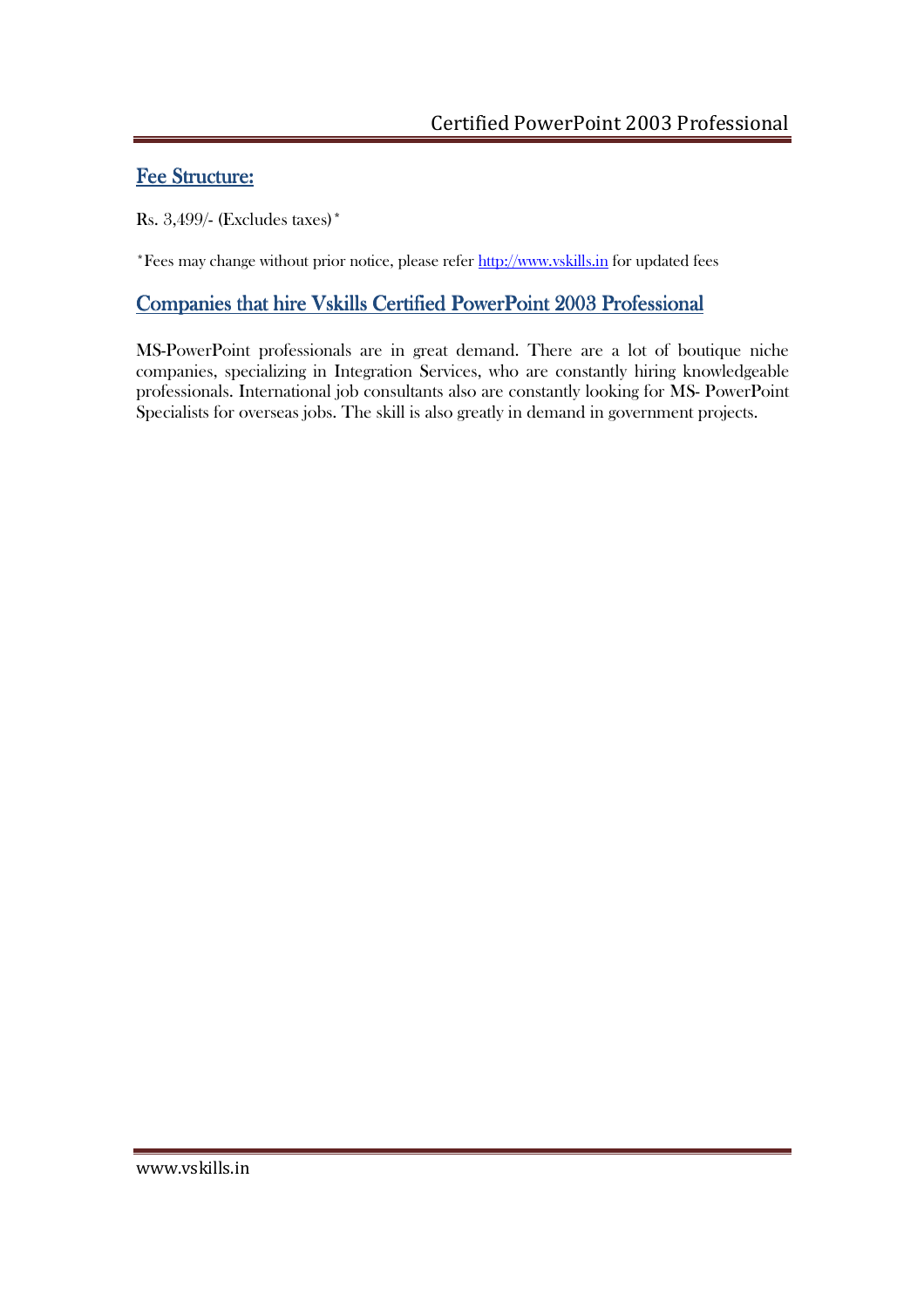## Fee Structure:

Rs. 3,499/- (Excludes taxes)*

*Fees may change without prior notice, please refer http://www.vskills.in for updated fees

## Companies that hire Vskills Certified PowerPoint 2003 Professional

MS-PowerPoint professionals are in great demand. There are a lot of boutique niche companies, specializing in Integration Services, who are constantly hiring knowledgeable professionals. International job consultants also are constantly looking for MS- PowerPoint Specialists for overseas jobs. The skill is also greatly in demand in government projects.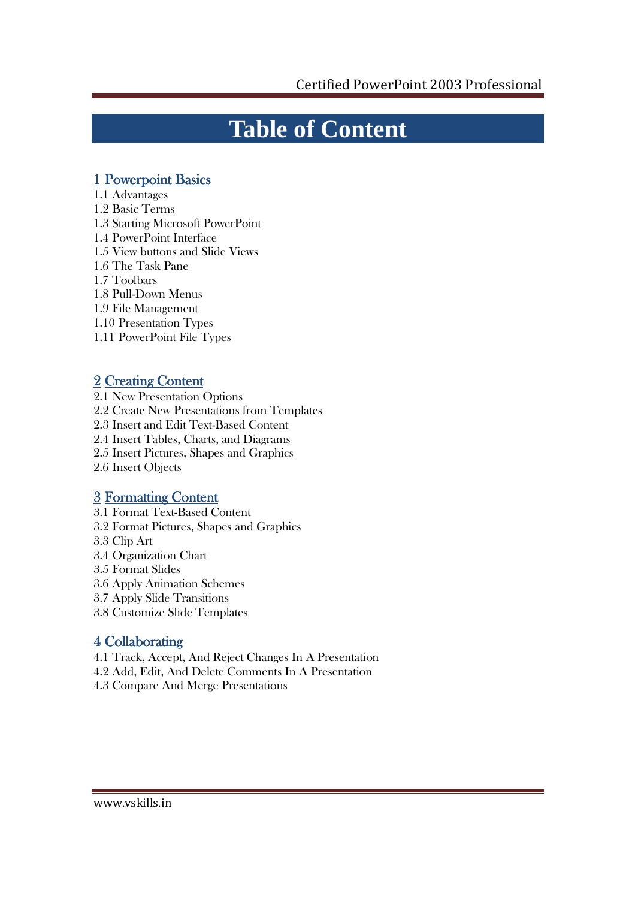# Table of Content

## 1 Powerpoint Basics

1.1 Advantages
1.2 Basic Terms
1.3 Starting Microsoft PowerPoint
1.4 PowerPoint Interface
1.5 View buttons and Slide Views
1.6 The Task Pane
1.7 Toolbars
1.8 Pull-Down Menus
1.9 File Management
1.10 Presentation Types
1.11 PowerPoint File Types

## 2 Creating Content

2.1 New Presentation Options
2.2 Create New Presentations from Templates
2.3 Insert and Edit Text-Based Content
2.4 Insert Tables, Charts, and Diagrams
2.5 Insert Pictures, Shapes and Graphics
2.6 Insert Objects

## 3 Formatting Content

3.1 Format Text-Based Content
3.2 Format Pictures, Shapes and Graphics
3.3 Clip Art
3.4 Organization Chart
3.5 Format Slides
3.6 Apply Animation Schemes
3.7 Apply Slide Transitions
3.8 Customize Slide Templates

## 4 Collaborating

4.1 Track, Accept, And Reject Changes In A Presentation
4.2 Add, Edit, And Delete Comments In A Presentation
4.3 Compare And Merge Presentations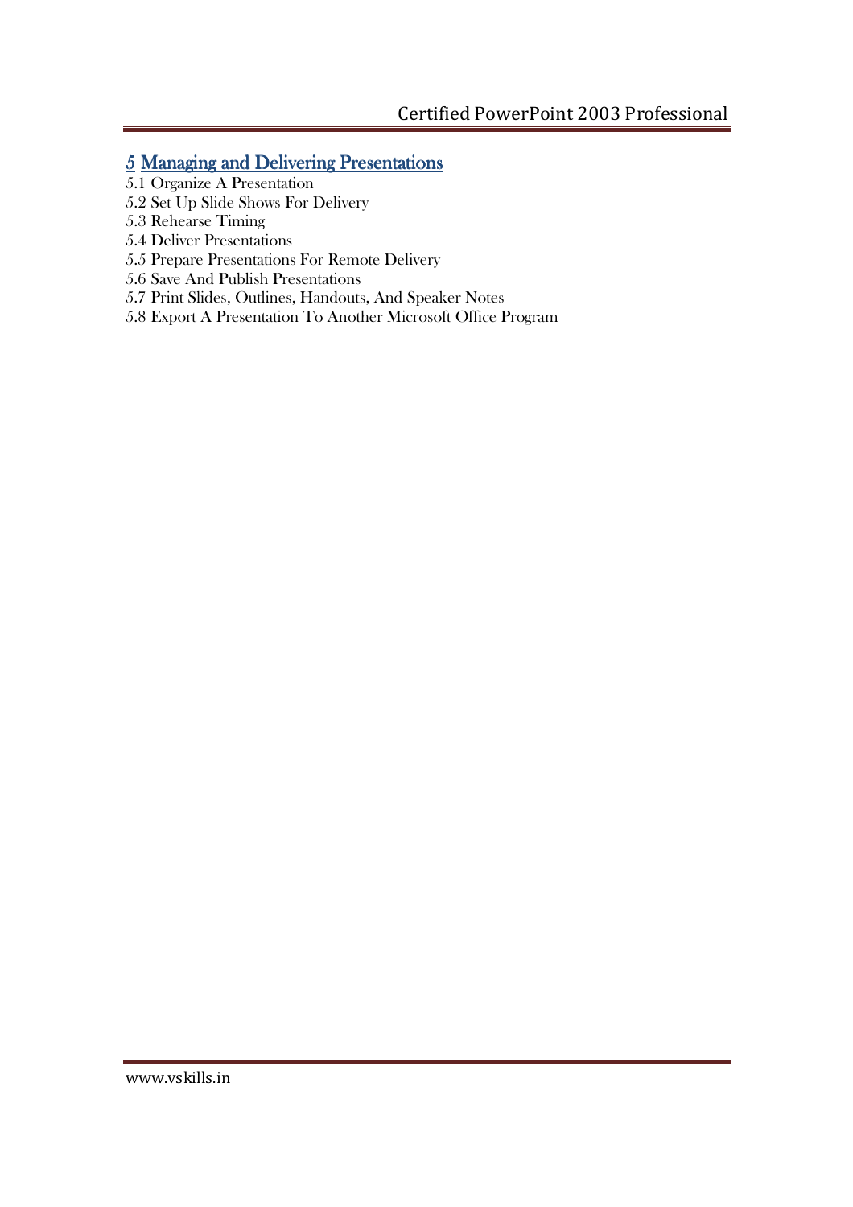## 5 Managing and Delivering Presentations

5.1 Organize A Presentation
5.2 Set Up Slide Shows For Delivery
5.3 Rehearse Timing
5.4 Deliver Presentations
5.5 Prepare Presentations For Remote Delivery
5.6 Save And Publish Presentations
5.7 Print Slides, Outlines, Handouts, And Speaker Notes
5.8 Export A Presentation To Another Microsoft Office Program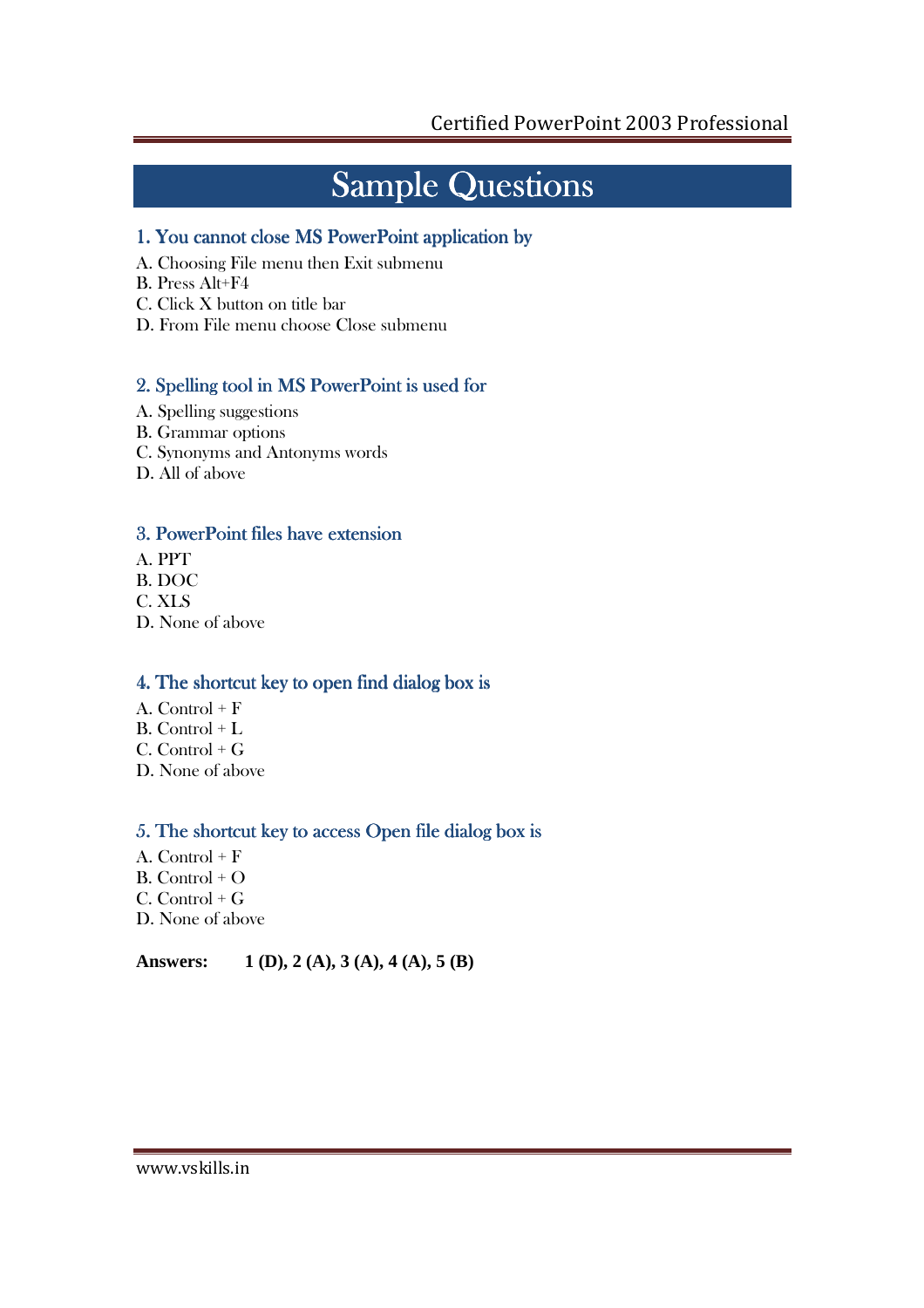# Sample Questions

### 1. You cannot close MS PowerPoint application by

A. Choosing File menu then Exit submenu
B. Press Alt+F4
C. Click X button on title bar
D. From File menu choose Close submenu

### 2. Spelling tool in MS PowerPoint is used for

A. Spelling suggestions
B. Grammar options
C. Synonyms and Antonyms words
D. All of above

### 3. PowerPoint files have extension

A. PPT
B. DOC
C. XLS
D. None of above

### 4. The shortcut key to open find dialog box is

A. Control + F
B. Control + L
C. Control + G
D. None of above

### 5. The shortcut key to access Open file dialog box is

A. Control + F
B. Control + O
C. Control + G
D. None of above

**Answers: 1 (D), 2 (A), 3 (A), 4 (A), 5 (B)**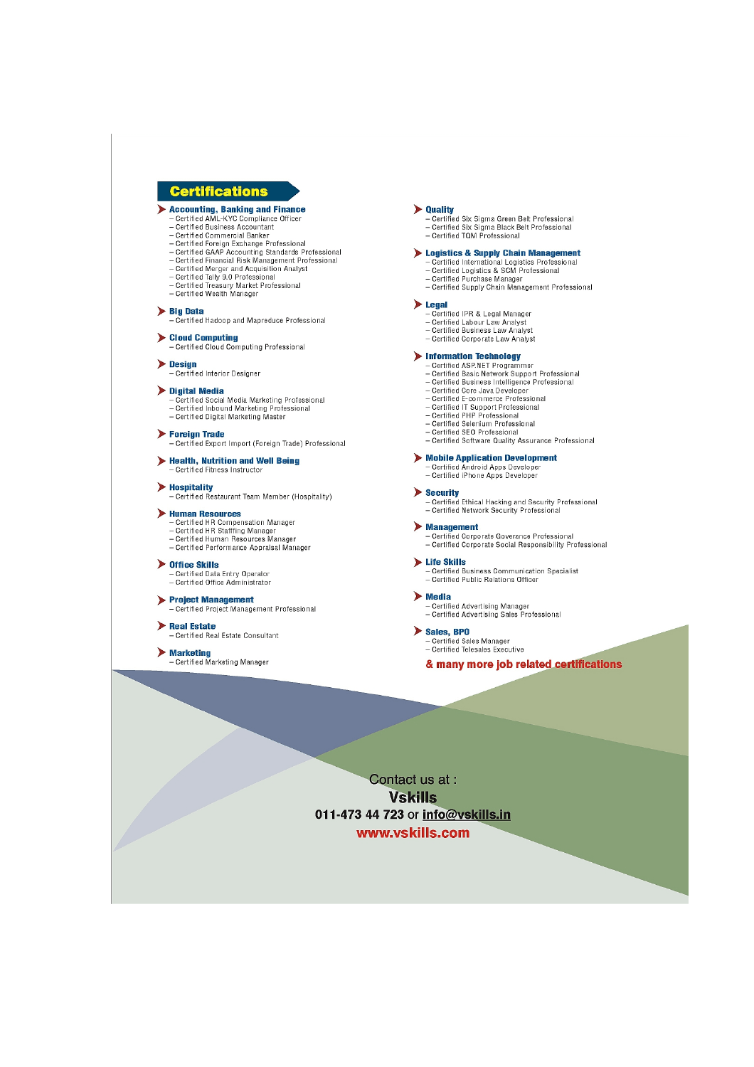## Certifications

### Accounting, Banking and Finance
- Certified AML-KYC Compliance Officer
- Certified Business Accountant
- Certified Commercial Banker
- Certified Foreign Exchange Professional
- Certified GAAP Accounting Standards Professional
- Certified Financial Risk Management Professional
- Certified Merger and Acquisition Analyst
- Certified Tally 9.0 Professional
- Certified Treasury Market Professional
- Certified Wealth Manager

### Big Data
- Certified Hadoop and Mapreduce Professional

### Cloud Computing
- Certified Cloud Computing Professional

### Design
- Certified Interior Designer

### Digital Media
- Certified Social Media Marketing Professional
- Certified Inbound Marketing Professional
- Certified Digital Marketing Master

### Foreign Trade
- Certified Export Import (Foreign Trade) Professional

### Health, Nutrition and Well Being
- Certified Fitness Instructor

### Hospitality
- Certified Restaurant Team Member (Hospitality)

### Human Resources
- Certified HR Compensation Manager
- Certified HR Stafffing Manager
- Certified Human Resources Manager
- Certified Performance Appraisal Manager

### Office Skills
- Certified Data Entry Operator
- Certified Office Administrator

### Project Management
- Certified Project Management Professional

### Real Estate
- Certified Real Estate Consultant

### Marketing
- Certified Marketing Manager

### Quality
- Certified Six Sigma Green Belt Professional
- Certified Six Sigma Black Belt Professional
- Certified TQM Professional

### Logistics & Supply Chain Management
- Certified International Logistics Professional
- Certified Logistics & SCM Professional
- Certified Purchase Manager
- Certified Supply Chain Management Professional

### Legal
- Certified IPR & Legal Manager
- Certified Labour Law Analyst
- Certified Business Law Analyst
- Certified Corporate Law Analyst

### Information Technology
- Certified ASP.NET Programmer
- Certified Basic Network Support Professional
- Certified Business Intelligence Professional
- Certified Core Java Developer
- Certified E-commerce Professional
- Certified IT Support Professional
- Certified PHP Professional
- Certified Selenium Professional
- Certified SEO Professional
- Certified Software Quality Assurance Professional

### Mobile Application Development
- Certified Android Apps Developer
- Certified iPhone Apps Developer

### Security
- Certified Ethical Hacking and Security Professional
- Certified Network Security Professional

### Management
- Certified Corporate Goverance Professional
- Certified Corporate Social Responsibility Professional

### Life Skills
- Certified Business Communication Specialist
- Certified Public Relations Officer

### Media
- Certified Advertising Manager
- Certified Advertising Sales Professional

### Sales, BPO
- Certified Sales Manager
- Certified Telesales Executive

**& many more job related certifications**

Contact us at :

**Vskills**

**011-473 44 723** or **info@vskills.in**

**www.vskills.com**